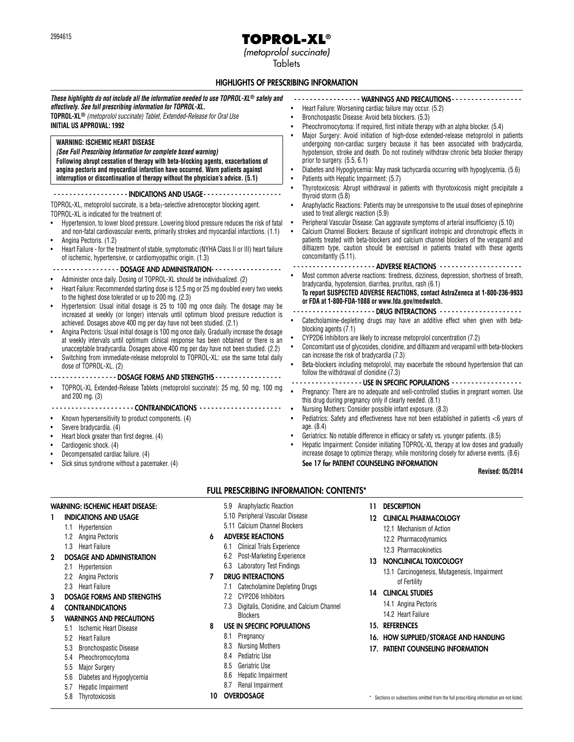2994615

# TOPROL-XL®

*(metoprolol succinate)*

Tablets

## HIGHLIGHTS OF PRESCRIBING INFORMATION

***These highlights do not include all the information needed to use TOPROL-XL® safely and effectively. See full prescribing information for TOPROL-XL.***

**TOPROL-XL®** *(metoprolol succinate) Tablet, Extended-Release for Oral Use*

**INITIAL US APPROVAL: 1992**

**WARNING: ISCHEMIC HEART DISEASE**

***(See Full Prescribing Information for complete boxed warning)***

**Following abrupt cessation of therapy with beta-blocking agents, exacerbations of angina pectoris and myocardial infarction have occurred. Warn patients against interruption or discontinuation of therapy without the physician's advice. (5.1)**

### INDICATIONS AND USAGE

TOPROL-XL, metoprolol succinate, is a beta$_1$-selective adrenoceptor blocking agent.

TOPROL-XL is indicated for the treatment of:

- Hypertension, to lower blood pressure. Lowering blood pressure reduces the risk of fatal and non-fatal cardiovascular events, primarily strokes and myocardial infarctions. (1.1)
- Angina Pectoris. (1.2)
- Heart Failure - for the treatment of stable, symptomatic (NYHA Class II or III) heart failure of ischemic, hypertensive, or cardiomyopathic origin. (1.3)

### DOSAGE AND ADMINISTRATION

- Administer once daily. Dosing of TOPROL-XL should be individualized. (2)
- Heart Failure: Recommended starting dose is 12.5 mg or 25 mg doubled every two weeks to the highest dose tolerated or up to 200 mg. (2.3)
- Hypertension: Usual initial dosage is 25 to 100 mg once daily. The dosage may be increased at weekly (or longer) intervals until optimum blood pressure reduction is achieved. Dosages above 400 mg per day have not been studied. (2.1)
- Angina Pectoris: Usual initial dosage is 100 mg once daily. Gradually increase the dosage at weekly intervals until optimum clinical response has been obtained or there is an unacceptable bradycardia. Dosages above 400 mg per day have not been studied. (2.2)
- Switching from immediate-release metoprolol to TOPROL-XL: use the same total daily dose of TOPROL-XL. (2)

### DOSAGE FORMS AND STRENGTHS

- TOPROL-XL Extended-Release Tablets (metoprolol succinate): 25 mg, 50 mg, 100 mg and 200 mg. (3)

### CONTRAINDICATIONS

- Known hypersensitivity to product components. (4)
- Severe bradycardia. (4)
- Heart block greater than first degree. (4)
- Cardiogenic shock. (4)
- Decompensated cardiac failure. (4)
- Sick sinus syndrome without a pacemaker. (4)

### WARNINGS AND PRECAUTIONS

- Heart Failure: Worsening cardiac failure may occur. (5.2)
- Bronchospastic Disease: Avoid beta blockers. (5.3)
- Pheochromocytoma: If required, first initiate therapy with an alpha blocker. (5.4)
- Major Surgery: Avoid initiation of high-dose extended-release metoprolol in patients undergoing non-cardiac surgery because it has been associated with bradycardia, hypotension, stroke and death. Do not routinely withdraw chronic beta blocker therapy prior to surgery. (5.5, 6.1)
- Diabetes and Hypoglycemia: May mask tachycardia occurring with hypoglycemia. (5.6)
- Patients with Hepatic Impairment: (5.7)
- Thyrotoxicosis: Abrupt withdrawal in patients with thyrotoxicosis might precipitate a thyroid storm (5.8)
- Anaphylactic Reactions: Patients may be unresponsive to the usual doses of epinephrine used to treat allergic reaction (5.9)
- Peripheral Vascular Disease: Can aggravate symptoms of arterial insufficiency (5.10)
- Calcium Channel Blockers: Because of significant inotropic and chronotropic effects in patients treated with beta-blockers and calcium channel blockers of the verapamil and diltiazem type, caution should be exercised in patients treated with these agents concomitantly (5.11).

### ADVERSE REACTIONS

- Most common adverse reactions: tiredness, dizziness, depression, shortness of breath, bradycardia, hypotension, diarrhea, pruritus, rash (6.1)

**To report SUSPECTED ADVERSE REACTIONS, contact AstraZeneca at 1-800-236-9933 or FDA at 1-800-FDA-1088 or www.fda.gov/medwatch.**

### DRUG INTERACTIONS

- Catecholamine-depleting drugs may have an additive effect when given with beta-blocking agents (7.1)
- CYP2D6 Inhibitors are likely to increase metoprolol concentration (7.2)
- Concomitant use of glycosides, clonidine, and diltiazem and verapamil with beta-blockers can increase the risk of bradycardia (7.3)
- Beta-blockers including metoprolol, may exacerbate the rebound hypertension that can follow the withdrawal of clonidine (7.3)

### USE IN SPECIFIC POPULATIONS

- Pregnancy: There are no adequate and well-controlled studies in pregnant women. Use this drug during pregnancy only if clearly needed. (8.1)
- Nursing Mothers: Consider possible infant exposure. (8.3)
- Pediatrics: Safety and effectiveness have not been established in patients <6 years of age. (8.4)
- Geriatrics: No notable difference in efficacy or safety vs. younger patients. (8.5)
- Hepatic Impairment: Consider initiating TOPROL-XL therapy at low doses and gradually increase dosage to optimize therapy, while monitoring closely for adverse events. (8.6)

**See 17 for PATIENT COUNSELING INFORMATION**

**Revised: 05/2014**

## FULL PRESCRIBING INFORMATION: CONTENTS*

**WARNING: ISCHEMIC HEART DISEASE:**

**1 INDICATIONS AND USAGE**
- 1.1 Hypertension
- 1.2 Angina Pectoris
- 1.3 Heart Failure

**2 DOSAGE AND ADMINISTRATION**
- 2.1 Hypertension
- 2.2 Angina Pectoris
- 2.3 Heart Failure

**3 DOSAGE FORMS AND STRENGTHS**

**4 CONTRAINDICATIONS**

**5 WARNINGS AND PRECAUTIONS**
- 5.1 Ischemic Heart Disease
- 5.2 Heart Failure
- 5.3 Bronchospastic Disease
- 5.4 Pheochromocytoma
- 5.5 Major Surgery
- 5.6 Diabetes and Hypoglycemia
- 5.7 Hepatic Impairment
- 5.8 Thyrotoxicosis
- 5.9 Anaphylactic Reaction
- 5.10 Peripheral Vascular Disease
- 5.11 Calcium Channel Blockers

**6 ADVERSE REACTIONS**
- 6.1 Clinical Trials Experience
- 6.2 Post-Marketing Experience
- 6.3 Laboratory Test Findings

**7 DRUG INTERACTIONS**
- 7.1 Catecholamine Depleting Drugs
- 7.2 CYP2D6 Inhibitors
- 7.3 Digitalis, Clonidine, and Calcium Channel Blockers

**8 USE IN SPECIFIC POPULATIONS**
- 8.1 Pregnancy
- 8.3 Nursing Mothers
- 8.4 Pediatric Use
- 8.5 Geriatric Use
- 8.6 Hepatic Impairment
- 8.7 Renal Impairment

**10 OVERDOSAGE**

**11 DESCRIPTION**

**12 CLINICAL PHARMACOLOGY**
- 12.1 Mechanism of Action
- 12.2 Pharmacodynamics
- 12.3 Pharmacokinetics

**13 NONCLINICAL TOXICOLOGY**
- 13.1 Carcinogenesis, Mutagenesis, Impairment of Fertility

**14 CLINICAL STUDIES**
- 14.1 Angina Pectoris
- 14.2 Heart Failure

**15. REFERENCES**

**16. HOW SUPPLIED/STORAGE AND HANDLING**

**17. PATIENT COUNSELING INFORMATION**

\* Sections or subsections omitted from the full prescribing information are not listed.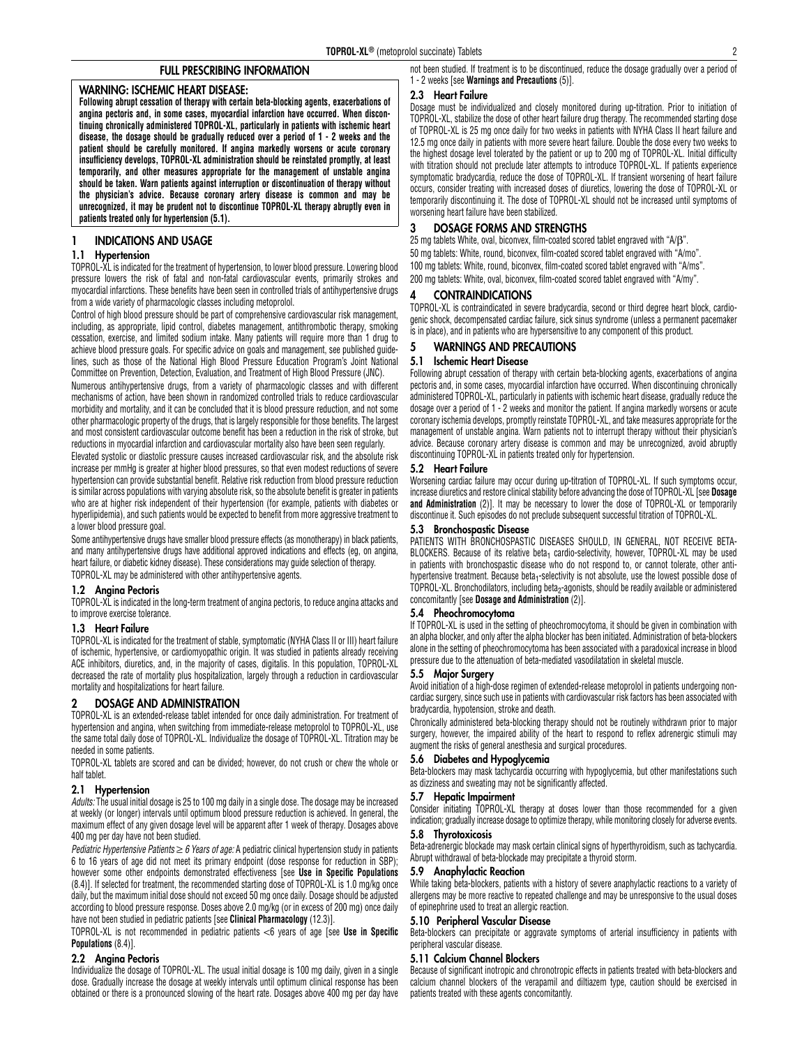## FULL PRESCRIBING INFORMATION

**WARNING: ISCHEMIC HEART DISEASE:**

**Following abrupt cessation of therapy with certain beta-blocking agents, exacerbations of angina pectoris and, in some cases, myocardial infarction have occurred. When discontinuing chronically administered TOPROL-XL, particularly in patients with ischemic heart disease, the dosage should be gradually reduced over a period of 1 - 2 weeks and the patient should be carefully monitored. If angina markedly worsens or acute coronary insufficiency develops, TOPROL-XL administration should be reinstated promptly, at least temporarily, and other measures appropriate for the management of unstable angina should be taken. Warn patients against interruption or discontinuation of therapy without the physician's advice. Because coronary artery disease is common and may be unrecognized, it may be prudent not to discontinue TOPROL-XL therapy abruptly even in patients treated only for hypertension (5.1).**

## 1 INDICATIONS AND USAGE

### 1.1 Hypertension

TOPROL-XL is indicated for the treatment of hypertension, to lower blood pressure. Lowering blood pressure lowers the risk of fatal and non-fatal cardiovascular events, primarily strokes and myocardial infarctions. These benefits have been seen in controlled trials of antihypertensive drugs from a wide variety of pharmacologic classes including metoprolol.

Control of high blood pressure should be part of comprehensive cardiovascular risk management, including, as appropriate, lipid control, diabetes management, antithrombotic therapy, smoking cessation, exercise, and limited sodium intake. Many patients will require more than 1 drug to achieve blood pressure goals. For specific advice on goals and management, see published guidelines, such as those of the National High Blood Pressure Education Program's Joint National Committee on Prevention, Detection, Evaluation, and Treatment of High Blood Pressure (JNC).

Numerous antihypertensive drugs, from a variety of pharmacologic classes and with different mechanisms of action, have been shown in randomized controlled trials to reduce cardiovascular morbidity and mortality, and it can be concluded that it is blood pressure reduction, and not some other pharmacologic property of the drugs, that is largely responsible for those benefits. The largest and most consistent cardiovascular outcome benefit has been a reduction in the risk of stroke, but reductions in myocardial infarction and cardiovascular mortality also have been seen regularly.

Elevated systolic or diastolic pressure causes increased cardiovascular risk, and the absolute risk increase per mmHg is greater at higher blood pressures, so that even modest reductions of severe hypertension can provide substantial benefit. Relative risk reduction from blood pressure reduction is similar across populations with varying absolute risk, so the absolute benefit is greater in patients who are at higher risk independent of their hypertension (for example, patients with diabetes or hyperlipidemia), and such patients would be expected to benefit from more aggressive treatment to a lower blood pressure goal.

Some antihypertensive drugs have smaller blood pressure effects (as monotherapy) in black patients, and many antihypertensive drugs have additional approved indications and effects (eg, on angina, heart failure, or diabetic kidney disease). These considerations may guide selection of therapy.

TOPROL-XL may be administered with other antihypertensive agents.

### 1.2 Angina Pectoris

TOPROL-XL is indicated in the long-term treatment of angina pectoris, to reduce angina attacks and to improve exercise tolerance.

### 1.3 Heart Failure

TOPROL-XL is indicated for the treatment of stable, symptomatic (NYHA Class II or III) heart failure of ischemic, hypertensive, or cardiomyopathic origin. It was studied in patients already receiving ACE inhibitors, diuretics, and, in the majority of cases, digitalis. In this population, TOPROL-XL decreased the rate of mortality plus hospitalization, largely through a reduction in cardiovascular mortality and hospitalizations for heart failure.

## 2 DOSAGE AND ADMINISTRATION

TOPROL-XL is an extended-release tablet intended for once daily administration. For treatment of hypertension and angina, when switching from immediate-release metoprolol to TOPROL-XL, use the same total daily dose of TOPROL-XL. Individualize the dosage of TOPROL-XL. Titration may be needed in some patients.

TOPROL-XL tablets are scored and can be divided; however, do not crush or chew the whole or half tablet.

### 2.1 Hypertension

*Adults:* The usual initial dosage is 25 to 100 mg daily in a single dose. The dosage may be increased at weekly (or longer) intervals until optimum blood pressure reduction is achieved. In general, the maximum effect of any given dosage level will be apparent after 1 week of therapy. Dosages above 400 mg per day have not been studied.

*Pediatric Hypertensive Patients ≥ 6 Years of age:* A pediatric clinical hypertension study in patients 6 to 16 years of age did not meet its primary endpoint (dose response for reduction in SBP); however some other endpoints demonstrated effectiveness [see **Use in Specific Populations** (8.4)]. If selected for treatment, the recommended starting dose of TOPROL-XL is 1.0 mg/kg once daily, but the maximum initial dose should not exceed 50 mg once daily. Dosage should be adjusted according to blood pressure response. Doses above 2.0 mg/kg (or in excess of 200 mg) once daily have not been studied in pediatric patients [see **Clinical Pharmacology** (12.3)].

TOPROL-XL is not recommended in pediatric patients <6 years of age [see **Use in Specific Populations** (8.4)].

### 2.2 Angina Pectoris

Individualize the dosage of TOPROL-XL. The usual initial dosage is 100 mg daily, given in a single dose. Gradually increase the dosage at weekly intervals until optimum clinical response has been obtained or there is a pronounced slowing of the heart rate. Dosages above 400 mg per day have not been studied. If treatment is to be discontinued, reduce the dosage gradually over a period of 1 - 2 weeks [see **Warnings and Precautions** (5)].

### 2.3 Heart Failure

Dosage must be individualized and closely monitored during up-titration. Prior to initiation of TOPROL-XL, stabilize the dose of other heart failure drug therapy. The recommended starting dose of TOPROL-XL is 25 mg once daily for two weeks in patients with NYHA Class II heart failure and 12.5 mg once daily in patients with more severe heart failure. Double the dose every two weeks to the highest dosage level tolerated by the patient or up to 200 mg of TOPROL-XL. Initial difficulty with titration should not preclude later attempts to introduce TOPROL-XL. If patients experience symptomatic bradycardia, reduce the dose of TOPROL-XL. If transient worsening of heart failure occurs, consider treating with increased doses of diuretics, lowering the dose of TOPROL-XL or temporarily discontinuing it. The dose of TOPROL-XL should not be increased until symptoms of worsening heart failure have been stabilized.

## 3 DOSAGE FORMS AND STRENGTHS

25 mg tablets White, oval, biconvex, film-coated scored tablet engraved with "A/β".

50 mg tablets: White, round, biconvex, film-coated scored tablet engraved with "A/mo".

100 mg tablets: White, round, biconvex, film-coated scored tablet engraved with "A/ms".

200 mg tablets: White, oval, biconvex, film-coated scored tablet engraved with "A/my".

## 4 CONTRAINDICATIONS

TOPROL-XL is contraindicated in severe bradycardia, second or third degree heart block, cardiogenic shock, decompensated cardiac failure, sick sinus syndrome (unless a permanent pacemaker is in place), and in patients who are hypersensitive to any component of this product.

## 5 WARNINGS AND PRECAUTIONS

### 5.1 Ischemic Heart Disease

Following abrupt cessation of therapy with certain beta-blocking agents, exacerbations of angina pectoris and, in some cases, myocardial infarction have occurred. When discontinuing chronically administered TOPROL-XL, particularly in patients with ischemic heart disease, gradually reduce the dosage over a period of 1 - 2 weeks and monitor the patient. If angina markedly worsens or acute coronary ischemia develops, promptly reinstate TOPROL-XL, and take measures appropriate for the management of unstable angina. Warn patients not to interrupt therapy without their physician's advice. Because coronary artery disease is common and may be unrecognized, avoid abruptly discontinuing TOPROL-XL in patients treated only for hypertension.

### 5.2 Heart Failure

Worsening cardiac failure may occur during up-titration of TOPROL-XL. If such symptoms occur, increase diuretics and restore clinical stability before advancing the dose of TOPROL-XL [see **Dosage and Administration** (2)]. It may be necessary to lower the dose of TOPROL-XL or temporarily discontinue it. Such episodes do not preclude subsequent successful titration of TOPROL-XL.

### 5.3 Bronchospastic Disease

PATIENTS WITH BRONCHOSPASTIC DISEASES SHOULD, IN GENERAL, NOT RECEIVE BETA-BLOCKERS. Because of its relative $beta_1$ cardio-selectivity, however, TOPROL-XL may be used in patients with bronchospastic disease who do not respond to, or cannot tolerate, other antihypertensive treatment. Because $beta_1$-selectivity is not absolute, use the lowest possible dose of TOPROL-XL. Bronchodilators, including $beta_2$-agonists, should be readily available or administered concomitantly [see **Dosage and Administration** (2)].

### 5.4 Pheochromocytoma

If TOPROL-XL is used in the setting of pheochromocytoma, it should be given in combination with an alpha blocker, and only after the alpha blocker has been initiated. Administration of beta-blockers alone in the setting of pheochromocytoma has been associated with a paradoxical increase in blood pressure due to the attenuation of beta-mediated vasodilatation in skeletal muscle.

### 5.5 Major Surgery

Avoid initiation of a high-dose regimen of extended-release metoprolol in patients undergoing non-cardiac surgery, since such use in patients with cardiovascular risk factors has been associated with bradycardia, hypotension, stroke and death.

Chronically administered beta-blocking therapy should not be routinely withdrawn prior to major surgery, however, the impaired ability of the heart to respond to reflex adrenergic stimuli may augment the risks of general anesthesia and surgical procedures.

### 5.6 Diabetes and Hypoglycemia

Beta-blockers may mask tachycardia occurring with hypoglycemia, but other manifestations such as dizziness and sweating may not be significantly affected.

### 5.7 Hepatic Impairment

Consider initiating TOPROL-XL therapy at doses lower than those recommended for a given indication; gradually increase dosage to optimize therapy, while monitoring closely for adverse events.

### 5.8 Thyrotoxicosis

Beta-adrenergic blockade may mask certain clinical signs of hyperthyroidism, such as tachycardia. Abrupt withdrawal of beta-blockade may precipitate a thyroid storm.

### 5.9 Anaphylactic Reaction

While taking beta-blockers, patients with a history of severe anaphylactic reactions to a variety of allergens may be more reactive to repeated challenge and may be unresponsive to the usual doses of epinephrine used to treat an allergic reaction.

### 5.10 Peripheral Vascular Disease

Beta-blockers can precipitate or aggravate symptoms of arterial insufficiency in patients with peripheral vascular disease.

### 5.11 Calcium Channel Blockers

Because of significant inotropic and chronotropic effects in patients treated with beta-blockers and calcium channel blockers of the verapamil and diltiazem type, caution should be exercised in patients treated with these agents concomitantly.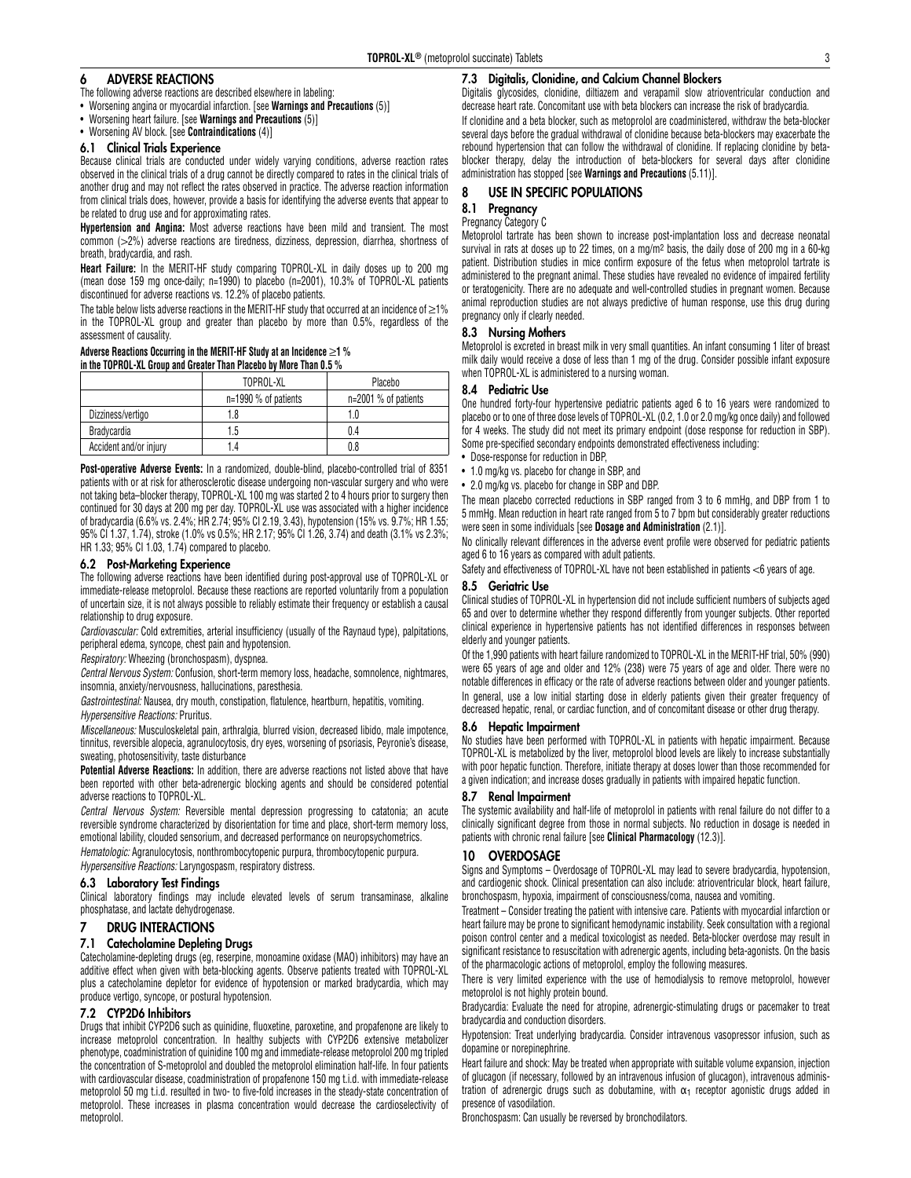## 6 ADVERSE REACTIONS

The following adverse reactions are described elsewhere in labeling:

- Worsening angina or myocardial infarction. [see **Warnings and Precautions** (5)]
- Worsening heart failure. [see **Warnings and Precautions** (5)]
- Worsening AV block. [see **Contraindications** (4)]

### 6.1 Clinical Trials Experience

Because clinical trials are conducted under widely varying conditions, adverse reaction rates observed in the clinical trials of a drug cannot be directly compared to rates in the clinical trials of another drug and may not reflect the rates observed in practice. The adverse reaction information from clinical trials does, however, provide a basis for identifying the adverse events that appear to be related to drug use and for approximating rates.

**Hypertension and Angina:** Most adverse reactions have been mild and transient. The most common (>2%) adverse reactions are tiredness, dizziness, depression, diarrhea, shortness of breath, bradycardia, and rash.

**Heart Failure:** In the MERIT-HF study comparing TOPROL-XL in daily doses up to 200 mg (mean dose 159 mg once-daily; n=1990) to placebo (n=2001), 10.3% of TOPROL-XL patients discontinued for adverse reactions vs. 12.2% of placebo patients.

The table below lists adverse reactions in the MERIT-HF study that occurred at an incidence of ≥1% in the TOPROL-XL group and greater than placebo by more than 0.5%, regardless of the assessment of causality.

**Adverse Reactions Occurring in the MERIT-HF Study at an Incidence ≥1 % in the TOPROL-XL Group and Greater Than Placebo by More Than 0.5 %**

| | TOPROL-XL | Placebo |
|---|---|---|
| | n=1990 % of patients | n=2001 % of patients |
| Dizziness/vertigo | 1.8 | 1.0 |
| Bradycardia | 1.5 | 0.4 |
| Accident and/or injury | 1.4 | 0.8 |

**Post-operative Adverse Events:** In a randomized, double-blind, placebo-controlled trial of 8351 patients with or at risk for atherosclerotic disease undergoing non-vascular surgery and who were not taking beta–blocker therapy, TOPROL-XL 100 mg was started 2 to 4 hours prior to surgery then continued for 30 days at 200 mg per day. TOPROL-XL use was associated with a higher incidence of bradycardia (6.6% vs. 2.4%; HR 2.74; 95% CI 2.19, 3.43), hypotension (15% vs. 9.7%; HR 1.55; 95% CI 1.37, 1.74), stroke (1.0% vs 0.5%; HR 2.17; 95% CI 1.26, 3.74) and death (3.1% vs 2.3%; HR 1.33; 95% CI 1.03, 1.74) compared to placebo.

### 6.2 Post-Marketing Experience

The following adverse reactions have been identified during post-approval use of TOPROL-XL or immediate-release metoprolol. Because these reactions are reported voluntarily from a population of uncertain size, it is not always possible to reliably estimate their frequency or establish a causal relationship to drug exposure.

*Cardiovascular:* Cold extremities, arterial insufficiency (usually of the Raynaud type), palpitations, peripheral edema, syncope, chest pain and hypotension.

*Respiratory:* Wheezing (bronchospasm), dyspnea.

*Central Nervous System:* Confusion, short-term memory loss, headache, somnolence, nightmares, insomnia, anxiety/nervousness, hallucinations, paresthesia.

*Gastrointestinal:* Nausea, dry mouth, constipation, flatulence, heartburn, hepatitis, vomiting.

*Hypersensitive Reactions:* Pruritus.

*Miscellaneous:* Musculoskeletal pain, arthralgia, blurred vision, decreased libido, male impotence, tinnitus, reversible alopecia, agranulocytosis, dry eyes, worsening of psoriasis, Peyronie's disease, sweating, photosensitivity, taste disturbance

**Potential Adverse Reactions:** In addition, there are adverse reactions not listed above that have been reported with other beta-adrenergic blocking agents and should be considered potential adverse reactions to TOPROL-XL.

*Central Nervous System:* Reversible mental depression progressing to catatonia; an acute reversible syndrome characterized by disorientation for time and place, short-term memory loss, emotional lability, clouded sensorium, and decreased performance on neuropsychometrics.

*Hematologic:* Agranulocytosis, nonthrombocytopenic purpura, thrombocytopenic purpura.

*Hypersensitive Reactions:* Laryngospasm, respiratory distress.

### 6.3 Laboratory Test Findings

Clinical laboratory findings may include elevated levels of serum transaminase, alkaline phosphatase, and lactate dehydrogenase.

## 7 DRUG INTERACTIONS

### 7.1 Catecholamine Depleting Drugs

Catecholamine-depleting drugs (eg, reserpine, monoamine oxidase (MAO) inhibitors) may have an additive effect when given with beta-blocking agents. Observe patients treated with TOPROL-XL plus a catecholamine depletor for evidence of hypotension or marked bradycardia, which may produce vertigo, syncope, or postural hypotension.

### 7.2 CYP2D6 Inhibitors

Drugs that inhibit CYP2D6 such as quinidine, fluoxetine, paroxetine, and propafenone are likely to increase metoprolol concentration. In healthy subjects with CYP2D6 extensive metabolizer phenotype, coadministration of quinidine 100 mg and immediate-release metoprolol 200 mg tripled the concentration of S-metoprolol and doubled the metoprolol elimination half-life. In four patients with cardiovascular disease, coadministration of propafenone 150 mg t.i.d. with immediate-release metoprolol 50 mg t.i.d. resulted in two- to five-fold increases in the steady-state concentration of metoprolol. These increases in plasma concentration would decrease the cardioselectivity of metoprolol.

### 7.3 Digitalis, Clonidine, and Calcium Channel Blockers

Digitalis glycosides, clonidine, diltiazem and verapamil slow atrioventricular conduction and decrease heart rate. Concomitant use with beta blockers can increase the risk of bradycardia.

If clonidine and a beta blocker, such as metoprolol are coadministered, withdraw the beta-blocker several days before the gradual withdrawal of clonidine because beta-blockers may exacerbate the rebound hypertension that can follow the withdrawal of clonidine. If replacing clonidine by beta-blocker therapy, delay the introduction of beta-blockers for several days after clonidine administration has stopped [see **Warnings and Precautions** (5.11)].

## 8 USE IN SPECIFIC POPULATIONS

### 8.1 Pregnancy

Pregnancy Category C

Metoprolol tartrate has been shown to increase post-implantation loss and decrease neonatal survival in rats at doses up to 22 times, on a mg/m² basis, the daily dose of 200 mg in a 60-kg patient. Distribution studies in mice confirm exposure of the fetus when metoprolol tartrate is administered to the pregnant animal. These studies have revealed no evidence of impaired fertility or teratogenicity. There are no adequate and well-controlled studies in pregnant women. Because animal reproduction studies are not always predictive of human response, use this drug during pregnancy only if clearly needed.

### 8.3 Nursing Mothers

Metoprolol is excreted in breast milk in very small quantities. An infant consuming 1 liter of breast milk daily would receive a dose of less than 1 mg of the drug. Consider possible infant exposure when TOPROL-XL is administered to a nursing woman.

### 8.4 Pediatric Use

One hundred forty-four hypertensive pediatric patients aged 6 to 16 years were randomized to placebo or to one of three dose levels of TOPROL-XL (0.2, 1.0 or 2.0 mg/kg once daily) and followed for 4 weeks. The study did not meet its primary endpoint (dose response for reduction in SBP). Some pre-specified secondary endpoints demonstrated effectiveness including:

- Dose-response for reduction in DBP,
- 1.0 mg/kg vs. placebo for change in SBP, and
- 2.0 mg/kg vs. placebo for change in SBP and DBP.

The mean placebo corrected reductions in SBP ranged from 3 to 6 mmHg, and DBP from 1 to 5 mmHg. Mean reduction in heart rate ranged from 5 to 7 bpm but considerably greater reductions were seen in some individuals [see **Dosage and Administration** (2.1)].

No clinically relevant differences in the adverse event profile were observed for pediatric patients aged 6 to 16 years as compared with adult patients.

Safety and effectiveness of TOPROL-XL have not been established in patients <6 years of age.

### 8.5 Geriatric Use

Clinical studies of TOPROL-XL in hypertension did not include sufficient numbers of subjects aged 65 and over to determine whether they respond differently from younger subjects. Other reported clinical experience in hypertensive patients has not identified differences in responses between elderly and younger patients.

Of the 1,990 patients with heart failure randomized to TOPROL-XL in the MERIT-HF trial, 50% (990) were 65 years of age and older and 12% (238) were 75 years of age and older. There were no notable differences in efficacy or the rate of adverse reactions between older and younger patients.

In general, use a low initial starting dose in elderly patients given their greater frequency of decreased hepatic, renal, or cardiac function, and of concomitant disease or other drug therapy.

### 8.6 Hepatic Impairment

No studies have been performed with TOPROL-XL in patients with hepatic impairment. Because TOPROL-XL is metabolized by the liver, metoprolol blood levels are likely to increase substantially with poor hepatic function. Therefore, initiate therapy at doses lower than those recommended for a given indication; and increase doses gradually in patients with impaired hepatic function.

### 8.7 Renal Impairment

The systemic availability and half-life of metoprolol in patients with renal failure do not differ to a clinically significant degree from those in normal subjects. No reduction in dosage is needed in patients with chronic renal failure [see **Clinical Pharmacology** (12.3)].

## 10 OVERDOSAGE

Signs and Symptoms – Overdosage of TOPROL-XL may lead to severe bradycardia, hypotension, and cardiogenic shock. Clinical presentation can also include: atrioventricular block, heart failure, bronchospasm, hypoxia, impairment of consciousness/coma, nausea and vomiting.

Treatment – Consider treating the patient with intensive care. Patients with myocardial infarction or heart failure may be prone to significant hemodynamic instability. Seek consultation with a regional poison control center and a medical toxicologist as needed. Beta-blocker overdose may result in significant resistance to resuscitation with adrenergic agents, including beta-agonists. On the basis of the pharmacologic actions of metoprolol, employ the following measures.

There is very limited experience with the use of hemodialysis to remove metoprolol, however metoprolol is not highly protein bound.

Bradycardia: Evaluate the need for atropine, adrenergic-stimulating drugs or pacemaker to treat bradycardia and conduction disorders.

Hypotension: Treat underlying bradycardia. Consider intravenous vasopressor infusion, such as dopamine or norepinephrine.

Heart failure and shock: May be treated when appropriate with suitable volume expansion, injection of glucagon (if necessary, followed by an intravenous infusion of glucagon), intravenous administration of adrenergic drugs such as dobutamine, with $\alpha_1$ receptor agonistic drugs added in presence of vasodilation.

Bronchospasm: Can usually be reversed by bronchodilators.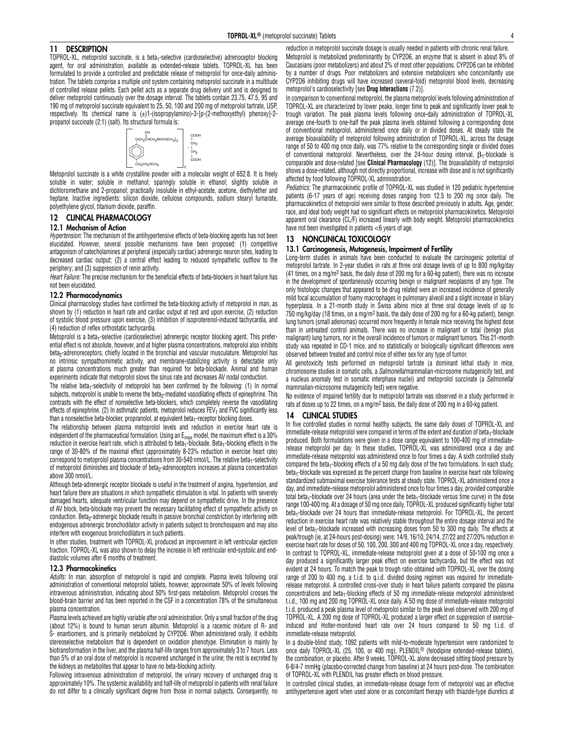## 11 DESCRIPTION

TOPROL-XL, metoprolol succinate, is a beta$_1$-selective (cardioselective) adrenoceptor blocking agent, for oral administration, available as extended-release tablets. TOPROL-XL has been formulated to provide a controlled and predictable release of metoprolol for once-daily administration. The tablets comprise a multiple unit system containing metoprolol succinate in a multitude of controlled release pellets. Each pellet acts as a separate drug delivery unit and is designed to deliver metoprolol continuously over the dosage interval. The tablets contain 23.75, 47.5, 95 and 190 mg of metoprolol succinate equivalent to 25, 50, 100 and 200 mg of metoprolol tartrate, USP, respectively. Its chemical name is (±)1-(isopropylamino)-3-[p-(2-methoxyethyl) phenoxy]-2-propanol succinate (2:1) (salt). Its structural formula is:

$$\left[ \begin{array}{c} \text{OH} \\ | \\ \text{OCH}_2\text{CHCH}_2\text{NHCH(CH}_3)_2 \\ | \\ \text{C}_6\text{H}_4 \\ | \\ \text{CH}_2\text{CH}_2\text{OCH}_3 \end{array} \right]_2 \cdot \begin{array}{c} \text{COOH} \\ | \\ \text{CH}_2 \\ | \\ \text{CH}_2 \\ | \\ \text{COOH} \end{array}$$

Metoprolol succinate is a white crystalline powder with a molecular weight of 652.8. It is freely soluble in water; soluble in methanol; sparingly soluble in ethanol; slightly soluble in dichloromethane and 2-propanol; practically insoluble in ethyl-acetate, acetone, diethylether and heptane. Inactive ingredients: silicon dioxide, cellulose compounds, sodium stearyl fumarate, polyethylene glycol, titanium dioxide, paraffin.

## 12 CLINICAL PHARMACOLOGY

### 12.1 Mechanism of Action

*Hypertension:* The mechanism of the antihypertensive effects of beta-blocking agents has not been elucidated. However, several possible mechanisms have been proposed: (1) competitive antagonism of catecholamines at peripheral (especially cardiac) adrenergic neuron sites, leading to decreased cardiac output; (2) a central effect leading to reduced sympathetic outflow to the periphery; and (3) suppression of renin activity.

*Heart Failure:* The precise mechanism for the beneficial effects of beta-blockers in heart failure has not been elucidated.

### 12.2 Pharmacodynamics

Clinical pharmacology studies have confirmed the beta-blocking activity of metoprolol in man, as shown by (1) reduction in heart rate and cardiac output at rest and upon exercise, (2) reduction of systolic blood pressure upon exercise, (3) inhibition of isoproterenol-induced tachycardia, and (4) reduction of reflex orthostatic tachycardia.

Metoprolol is a beta$_1$-selective (cardioselective) adrenergic receptor blocking agent. This preferential effect is not absolute, however, and at higher plasma concentrations, metoprolol also inhibits beta$_2$-adrenoreceptors, chiefly located in the bronchial and vascular musculature. Metoprolol has no intrinsic sympathomimetic activity, and membrane-stabilizing activity is detectable only at plasma concentrations much greater than required for beta-blockade. Animal and human experiments indicate that metoprolol slows the sinus rate and decreases AV nodal conduction.

The relative beta$_1$-selectivity of metoprolol has been confirmed by the following: (1) In normal subjects, metoprolol is unable to reverse the beta$_2$-mediated vasodilating effects of epinephrine. This contrasts with the effect of nonselective beta-blockers, which completely reverse the vasodilating effects of epinephrine. (2) In asthmatic patients, metoprolol reduces $FEV_1$ and FVC significantly less than a nonselective beta-blocker, propranolol, at equivalent beta$_1$-receptor blocking doses.

The relationship between plasma metoprolol levels and reduction in exercise heart rate is independent of the pharmaceutical formulation. Using an $E_{max}$ model, the maximum effect is a 30% reduction in exercise heart rate, which is attributed to beta$_1$-blockade. Beta$_1$-blocking effects in the range of 30-80% of the maximal effect (approximately 8-23% reduction in exercise heart rate) correspond to metoprolol plasma concentrations from 30-540 nmol/L. The relative beta$_1$-selectivity of metoprolol diminishes and blockade of beta$_2$-adrenoceptors increases at plasma concentration above 300 nmol/L.

Although beta-adrenergic receptor blockade is useful in the treatment of angina, hypertension, and heart failure there are situations in which sympathetic stimulation is vital. In patients with severely damaged hearts, adequate ventricular function may depend on sympathetic drive. In the presence of AV block, beta-blockade may prevent the necessary facilitating effect of sympathetic activity on conduction. Beta$_2$-adrenergic blockade results in passive bronchial constriction by interfering with endogenous adrenergic bronchodilator activity in patients subject to bronchospasm and may also interfere with exogenous bronchodilators in such patients.

In other studies, treatment with TOPROL-XL produced an improvement in left ventricular ejection fraction. TOPROL-XL was also shown to delay the increase in left ventricular end-systolic and end-diastolic volumes after 6 months of treatment.

### 12.3 Pharmacokinetics

*Adults:* In man, absorption of metoprolol is rapid and complete. Plasma levels following oral administration of conventional metoprolol tablets, however, approximate 50% of levels following intravenous administration, indicating about 50% first-pass metabolism. Metoprolol crosses the blood-brain barrier and has been reported in the CSF in a concentration 78% of the simultaneous plasma concentration.

Plasma levels achieved are highly variable after oral administration. Only a small fraction of the drug (about 12%) is bound to human serum albumin. Metoprolol is a racemic mixture of R- and S- enantiomers, and is primarily metabolized by CYP2D6. When administered orally, it exhibits stereoselective metabolism that is dependent on oxidation phenotype. Elimination is mainly by biotransformation in the liver, and the plasma half-life ranges from approximately 3 to 7 hours. Less than 5% of an oral dose of metoprolol is recovered unchanged in the urine; the rest is excreted by the kidneys as metabolites that appear to have no beta-blocking activity.

Following intravenous administration of metoprolol, the urinary recovery of unchanged drug is approximately 10%. The systemic availability and half-life of metoprolol in patients with renal failure do not differ to a clinically significant degree from those in normal subjects. Consequently, no reduction in metoprolol succinate dosage is usually needed in patients with chronic renal failure.

Metoprolol is metabolized predominantly by CYP2D6, an enzyme that is absent in about 8% of Caucasians (poor metabolizers) and about 2% of most other populations. CYP2D6 can be inhibited by a number of drugs. Poor metabolizers and extensive metabolizers who concomitantly use CYP2D6 inhibiting drugs will have increased (several-fold) metoprolol blood levels, decreasing metoprolol's cardioselectivity [see **Drug Interactions** (7.2)].

In comparison to conventional metoprolol, the plasma metoprolol levels following administration of TOPROL-XL are characterized by lower peaks, longer time to peak and significantly lower peak to trough variation. The peak plasma levels following once-daily administration of TOPROL-XL average one-fourth to one-half the peak plasma levels obtained following a corresponding dose of conventional metoprolol, administered once daily or in divided doses. At steady state the average bioavailability of metoprolol following administration of TOPROL-XL, across the dosage range of 50 to 400 mg once daily, was 77% relative to the corresponding single or divided doses of conventional metoprolol. Nevertheless, over the 24-hour dosing interval, $\beta_1$-blockade is comparable and dose-related [see **Clinical Pharmacology** (12)]. The bioavailability of metoprolol shows a dose-related, although not directly proportional, increase with dose and is not significantly affected by food following TOPROL-XL administration.

*Pediatrics:* The pharmacokinetic profile of TOPROL-XL was studied in 120 pediatric hypertensive patients (6-17 years of age) receiving doses ranging from 12.5 to 200 mg once daily. The pharmacokinetics of metoprolol were similar to those described previously in adults. Age, gender, race, and ideal body weight had no significant effects on metoprolol pharmacokinetics. Metoprolol apparent oral clearance (CL/F) increased linearly with body weight. Metoprolol pharmacokinetics have not been investigated in patients <6 years of age.

## 13 NONCLINICAL TOXICOLOGY

### 13.1 Carcinogenesis, Mutagenesis, Impairment of Fertility

Long-term studies in animals have been conducted to evaluate the carcinogenic potential of metoprolol tartrate. In 2-year studies in rats at three oral dosage levels of up to 800 mg/kg/day (41 times, on a mg/m$^2$ basis, the daily dose of 200 mg for a 60-kg patient), there was no increase in the development of spontaneously occurring benign or malignant neoplasms of any type. The only histologic changes that appeared to be drug related were an increased incidence of generally mild focal accumulation of foamy macrophages in pulmonary alveoli and a slight increase in biliary hyperplasia. In a 21-month study in Swiss albino mice at three oral dosage levels of up to 750 mg/kg/day (18 times, on a mg/m$^2$ basis, the daily dose of 200 mg for a 60-kg patient), benign lung tumors (small adenomas) occurred more frequently in female mice receiving the highest dose than in untreated control animals. There was no increase in malignant or total (benign plus malignant) lung tumors, nor in the overall incidence of tumors or malignant tumors. This 21-month study was repeated in CD-1 mice, and no statistically or biologically significant differences were observed between treated and control mice of either sex for any type of tumor.

All genotoxicity tests performed on metoprolol tartrate (a dominant lethal study in mice, chromosome studies in somatic cells, a *Salmonella*/mammalian-microsome mutagenicity test, and a nucleus anomaly test in somatic interphase nuclei) and metoprolol succinate (a *Salmonella*/mammalian-microsome mutagenicity test) were negative.

No evidence of impaired fertility due to metoprolol tartrate was observed in a study performed in rats at doses up to 22 times, on a mg/m$^2$ basis, the daily dose of 200 mg in a 60-kg patient.

## 14 CLINICAL STUDIES

In five controlled studies in normal healthy subjects, the same daily doses of TOPROL-XL and immediate-release metoprolol were compared in terms of the extent and duration of beta$_1$-blockade produced. Both formulations were given in a dose range equivalent to 100-400 mg of immediate-release metoprolol per day. In these studies, TOPROL-XL was administered once a day and immediate-release metoprolol was administered once to four times a day. A sixth controlled study compared the beta$_1$-blocking effects of a 50 mg daily dose of the two formulations. In each study, beta$_1$-blockade was expressed as the percent change from baseline in exercise heart rate following standardized submaximal exercise tolerance tests at steady state. TOPROL-XL administered once a day, and immediate-release metoprolol administered once to four times a day, provided comparable total beta$_1$-blockade over 24 hours (area under the beta$_1$-blockade versus time curve) in the dose range 100-400 mg. At a dosage of 50 mg once daily, TOPROL-XL produced significantly higher total beta$_1$-blockade over 24 hours than immediate-release metoprolol. For TOPROL-XL, the percent reduction in exercise heart rate was relatively stable throughout the entire dosage interval and the level of beta$_1$-blockade increased with increasing doses from 50 to 300 mg daily. The effects at peak/trough (ie, at 24-hours post-dosing) were: 14/9, 16/10, 24/14, 27/22 and 27/20% reduction in exercise heart rate for doses of 50, 100, 200, 300 and 400 mg TOPROL-XL once a day, respectively. In contrast to TOPROL-XL, immediate-release metoprolol given at a dose of 50-100 mg once a day produced a significantly larger peak effect on exercise tachycardia, but the effect was not evident at 24 hours. To match the peak to trough ratio obtained with TOPROL-XL over the dosing range of 200 to 400 mg, a t.i.d. to q.i.d. divided dosing regimen was required for immediate-release metoprolol. A controlled cross-over study in heart failure patients compared the plasma concentrations and beta$_1$-blocking effects of 50 mg immediate-release metoprolol administered t.i.d., 100 mg and 200 mg TOPROL-XL once daily. A 50 mg dose of immediate-release metoprolol t.i.d. produced a peak plasma level of metoprolol similar to the peak level observed with 200 mg of TOPROL-XL. A 200 mg dose of TOPROL-XL produced a larger effect on suppression of exercise-induced and Holter-monitored heart rate over 24 hours compared to 50 mg t.i.d. of immediate-release metoprolol.

In a double-blind study, 1092 patients with mild-to-moderate hypertension were randomized to once daily TOPROL-XL (25, 100, or 400 mg), PLENDIL® (felodipine extended-release tablets), the combination, or placebo. After 9 weeks, TOPROL-XL alone decreased sitting blood pressure by 6-8/4-7 mmHg (placebo-corrected change from baseline) at 24 hours post-dose. The combination of TOPROL-XL with PLENDIL has greater effects on blood pressure.

In controlled clinical studies, an immediate-release dosage form of metoprolol was an effective antihypertensive agent when used alone or as concomitant therapy with thiazide-type diuretics at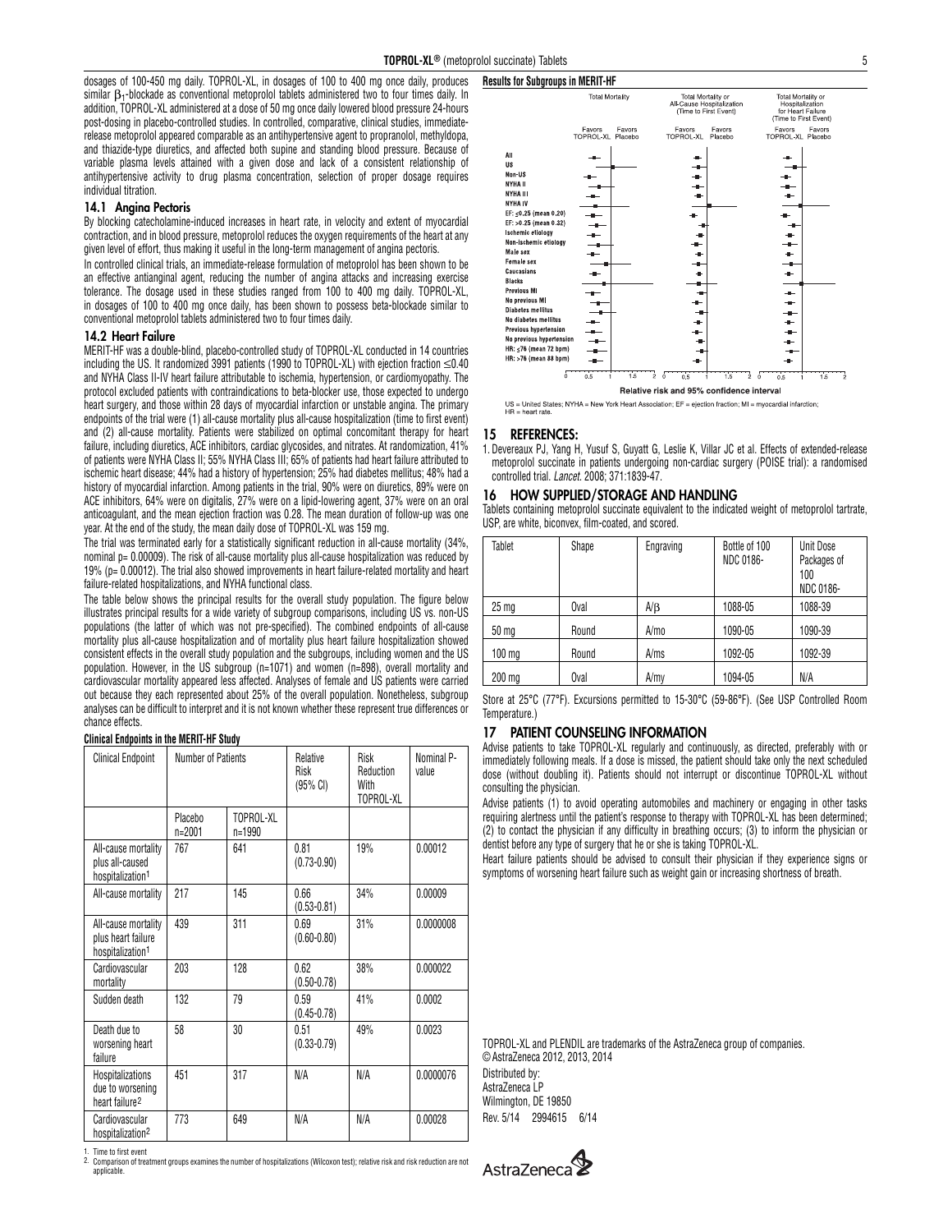dosages of 100-450 mg daily. TOPROL-XL, in dosages of 100 to 400 mg once daily, produces similar $\beta_1$-blockade as conventional metoprolol tablets administered two to four times daily. In addition, TOPROL-XL administered at a dose of 50 mg once daily lowered blood pressure 24-hours post-dosing in placebo-controlled studies. In controlled, comparative, clinical studies, immediate-release metoprolol appeared comparable as an antihypertensive agent to propranolol, methyldopa, and thiazide-type diuretics, and affected both supine and standing blood pressure. Because of variable plasma levels attained with a given dose and lack of a consistent relationship of antihypertensive activity to drug plasma concentration, selection of proper dosage requires individual titration.

### 14.1 Angina Pectoris

By blocking catecholamine-induced increases in heart rate, in velocity and extent of myocardial contraction, and in blood pressure, metoprolol reduces the oxygen requirements of the heart at any given level of effort, thus making it useful in the long-term management of angina pectoris.

In controlled clinical trials, an immediate-release formulation of metoprolol has been shown to be an effective antianginal agent, reducing the number of angina attacks and increasing exercise tolerance. The dosage used in these studies ranged from 100 to 400 mg daily. TOPROL-XL, in dosages of 100 to 400 mg once daily, has been shown to possess beta-blockade similar to conventional metoprolol tablets administered two to four times daily.

### 14.2 Heart Failure

MERIT-HF was a double-blind, placebo-controlled study of TOPROL-XL conducted in 14 countries including the US. It randomized 3991 patients (1990 to TOPROL-XL) with ejection fraction ≤0.40 and NYHA Class II-IV heart failure attributable to ischemia, hypertension, or cardiomyopathy. The protocol excluded patients with contraindications to beta-blocker use, those expected to undergo heart surgery, and those within 28 days of myocardial infarction or unstable angina. The primary endpoints of the trial were (1) all-cause mortality plus all-cause hospitalization (time to first event) and (2) all-cause mortality. Patients were stabilized on optimal concomitant therapy for heart failure, including diuretics, ACE inhibitors, cardiac glycosides, and nitrates. At randomization, 41% of patients were NYHA Class II; 55% NYHA Class III; 65% of patients had heart failure attributed to ischemic heart disease; 44% had a history of hypertension; 25% had diabetes mellitus; 48% had a history of myocardial infarction. Among patients in the trial, 90% were on diuretics, 89% were on ACE inhibitors, 64% were on digitalis, 27% were on a lipid-lowering agent, 37% were on an oral anticoagulant, and the mean ejection fraction was 0.28. The mean duration of follow-up was one year. At the end of the study, the mean daily dose of TOPROL-XL was 159 mg.

The trial was terminated early for a statistically significant reduction in all-cause mortality (34%, nominal p= 0.00009). The risk of all-cause mortality plus all-cause hospitalization was reduced by 19% (p= 0.00012). The trial also showed improvements in heart failure-related mortality and heart failure-related hospitalizations, and NYHA functional class.

The table below shows the principal results for the overall study population. The figure below illustrates principal results for a wide variety of subgroup comparisons, including US vs. non-US populations (the latter of which was not pre-specified). The combined endpoints of all-cause mortality plus all-cause hospitalization and of mortality plus heart failure hospitalization showed consistent effects in the overall study population and the subgroups, including women and the US population. However, in the US subgroup (n=1071) and women (n=898), overall mortality and cardiovascular mortality appeared less affected. Analyses of female and US patients were carried out because they each represented about 25% of the overall population. Nonetheless, subgroup analyses can be difficult to interpret and it is not known whether these represent true differences or chance effects.

**Clinical Endpoints in the MERIT-HF Study**

| Clinical Endpoint | Number of Patients | | Relative Risk (95% CI) | Risk Reduction With TOPROL-XL | Nominal P-value |
|---|---|---|---|---|---|
| | Placebo n=2001 | TOPROL-XL n=1990 | | | |
| All-cause mortality plus all-caused hospitalization[1] | 767 | 641 | 0.81 (0.73-0.90) | 19% | 0.00012 |
| All-cause mortality | 217 | 145 | 0.66 (0.53-0.81) | 34% | 0.00009 |
| All-cause mortality plus heart failure hospitalization[1] | 439 | 311 | 0.69 (0.60-0.80) | 31% | 0.0000008 |
| Cardiovascular mortality | 203 | 128 | 0.62 (0.50-0.78) | 38% | 0.000022 |
| Sudden death | 132 | 79 | 0.59 (0.45-0.78) | 41% | 0.0002 |
| Death due to worsening heart failure | 58 | 30 | 0.51 (0.33-0.79) | 49% | 0.0023 |
| Hospitalizations due to worsening heart failure[2] | 451 | 317 | N/A | N/A | 0.0000076 |
| Cardiovascular hospitalization[2] | 773 | 649 | N/A | N/A | 0.00028 |

1. Time to first event
2. Comparison of treatment groups examines the number of hospitalizations (Wilcoxon test); relative risk and risk reduction are not applicable.

**Results for Subgroups in MERIT-HF**

Total Mortality | Total Mortality or All-Cause Hospitalization (Time to First Event) | Total Mortality or Hospitalization for Heart Failure (Time to First Event)

Favors TOPROL-XL | Favors Placebo

All
US
Non-US
NYHA II
NYHA III
NYHA IV
EF: ≤0.25 (mean 0.20)
EF: >0.25 (mean 0.32)
Ischemic etiology
Non-ischemic etiology
Male sex
Female sex
Caucasians
Blacks
Previous MI
No previous MI
Diabetes mellitus
No diabetes mellitus
Previous hypertension
No previous hypertension
HR: ≤76 (mean 72 bpm)
HR: >76 (mean 88 bpm)

0 0.5 1 1.5 2

Relative risk and 95% confidence interval

US = United States; NYHA = New York Heart Association; EF = ejection fraction; MI = myocardial infarction; HR = heart rate.

## 15 REFERENCES:

1. Devereaux PJ, Yang H, Yusuf S, Guyatt G, Leslie K, Villar JC et al. Effects of extended-release metoprolol succinate in patients undergoing non-cardiac surgery (POISE trial): a randomised controlled trial. *Lancet*. 2008; 371:1839-47.

## 16 HOW SUPPLIED/STORAGE AND HANDLING

Tablets containing metoprolol succinate equivalent to the indicated weight of metoprolol tartrate, USP, are white, biconvex, film-coated, and scored.

| Tablet | Shape | Engraving | Bottle of 100 NDC 0186- | Unit Dose Packages of 100 NDC 0186- |
|---|---|---|---|---|
| 25 mg | Oval | A/β | 1088-05 | 1088-39 |
| 50 mg | Round | A/mo | 1090-05 | 1090-39 |
| 100 mg | Round | A/ms | 1092-05 | 1092-39 |
| 200 mg | Oval | A/my | 1094-05 | N/A |

Store at 25°C (77°F). Excursions permitted to 15-30°C (59-86°F). (See USP Controlled Room Temperature.)

## 17 PATIENT COUNSELING INFORMATION

Advise patients to take TOPROL-XL regularly and continuously, as directed, preferably with or immediately following meals. If a dose is missed, the patient should take only the next scheduled dose (without doubling it). Patients should not interrupt or discontinue TOPROL-XL without consulting the physician.

Advise patients (1) to avoid operating automobiles and machinery or engaging in other tasks requiring alertness until the patient's response to therapy with TOPROL-XL has been determined; (2) to contact the physician if any difficulty in breathing occurs; (3) to inform the physician or dentist before any type of surgery that he or she is taking TOPROL-XL.

Heart failure patients should be advised to consult their physician if they experience signs or symptoms of worsening heart failure such as weight gain or increasing shortness of breath.

TOPROL-XL and PLENDIL are trademarks of the AstraZeneca group of companies.
© AstraZeneca 2012, 2013, 2014

Distributed by:
AstraZeneca LP
Wilmington, DE 19850

Rev. 5/14 2994615 6/14

AstraZeneca